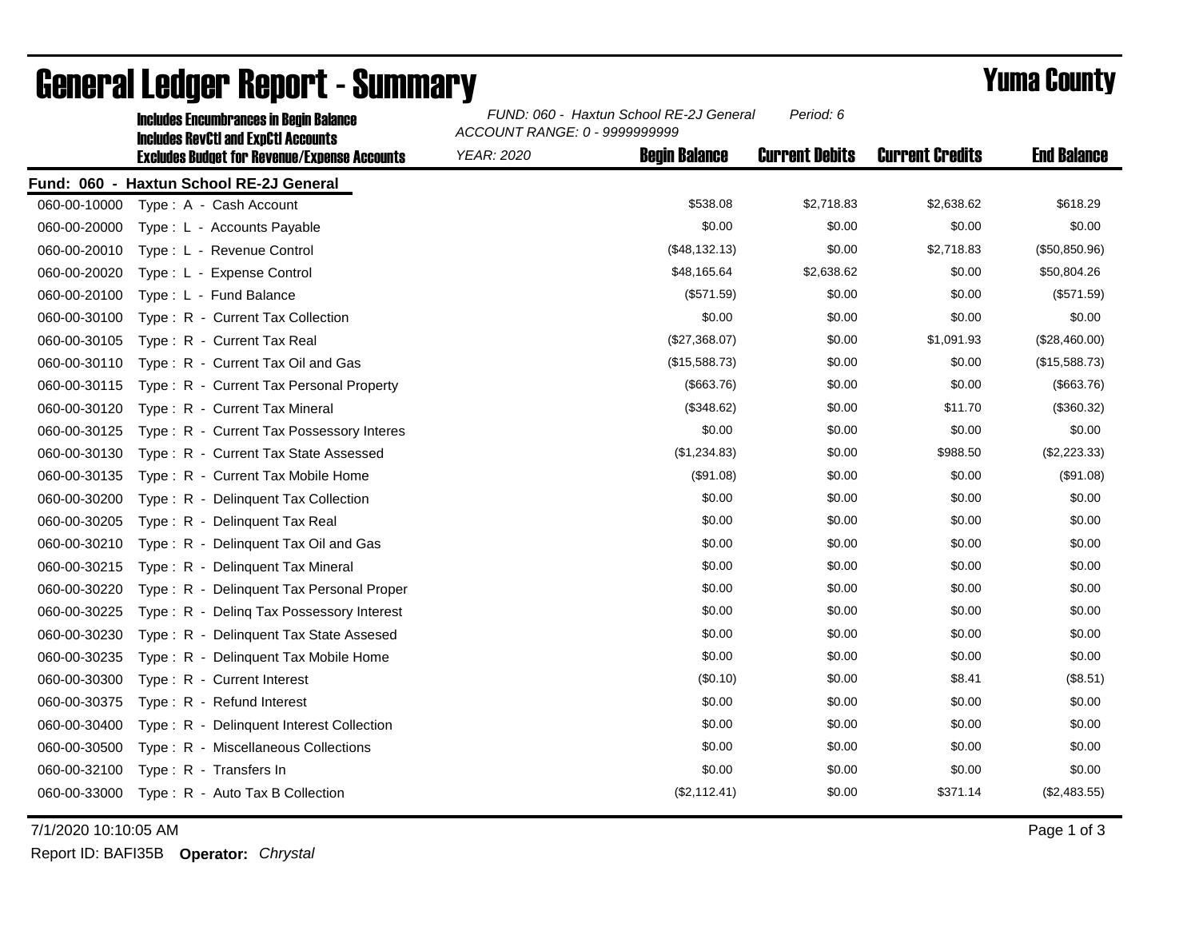# General Ledger Report - Summary

## Yuma County

Includes Encumbrances in Begin Balance
Includes RevCtl and ExpCtl Accounts
Excludes Budget for Revenue/Expense Accounts

*FUND: 060 - Haxtun School RE-2J General* *Period: 6*
*ACCOUNT RANGE: 0 - 9999999999*
*YEAR: 2020*

**Fund: 060 - Haxtun School RE-2J General**

| Account | Description | Begin Balance | Current Debits | Current Credits | End Balance |
|---|---|---|---|---|---|
| 060-00-10000 | Type : A - Cash Account | $538.08 | $2,718.83 | $2,638.62 | $618.29 |
| 060-00-20000 | Type : L - Accounts Payable | $0.00 | $0.00 | $0.00 | $0.00 |
| 060-00-20010 | Type : L - Revenue Control | ($48,132.13) | $0.00 | $2,718.83 | ($50,850.96) |
| 060-00-20020 | Type : L - Expense Control | $48,165.64 | $2,638.62 | $0.00 | $50,804.26 |
| 060-00-20100 | Type : L - Fund Balance | ($571.59) | $0.00 | $0.00 | ($571.59) |
| 060-00-30100 | Type : R - Current Tax Collection | $0.00 | $0.00 | $0.00 | $0.00 |
| 060-00-30105 | Type : R - Current Tax Real | ($27,368.07) | $0.00 | $1,091.93 | ($28,460.00) |
| 060-00-30110 | Type : R - Current Tax Oil and Gas | ($15,588.73) | $0.00 | $0.00 | ($15,588.73) |
| 060-00-30115 | Type : R - Current Tax Personal Property | ($663.76) | $0.00 | $0.00 | ($663.76) |
| 060-00-30120 | Type : R - Current Tax Mineral | ($348.62) | $0.00 | $11.70 | ($360.32) |
| 060-00-30125 | Type : R - Current Tax Possessory Interes | $0.00 | $0.00 | $0.00 | $0.00 |
| 060-00-30130 | Type : R - Current Tax State Assessed | ($1,234.83) | $0.00 | $988.50 | ($2,223.33) |
| 060-00-30135 | Type : R - Current Tax Mobile Home | ($91.08) | $0.00 | $0.00 | ($91.08) |
| 060-00-30200 | Type : R - Delinquent Tax Collection | $0.00 | $0.00 | $0.00 | $0.00 |
| 060-00-30205 | Type : R - Delinquent Tax Real | $0.00 | $0.00 | $0.00 | $0.00 |
| 060-00-30210 | Type : R - Delinquent Tax Oil and Gas | $0.00 | $0.00 | $0.00 | $0.00 |
| 060-00-30215 | Type : R - Delinquent Tax Mineral | $0.00 | $0.00 | $0.00 | $0.00 |
| 060-00-30220 | Type : R - Delinquent Tax Personal Proper | $0.00 | $0.00 | $0.00 | $0.00 |
| 060-00-30225 | Type : R - Delinq Tax Possessory Interest | $0.00 | $0.00 | $0.00 | $0.00 |
| 060-00-30230 | Type : R - Delinquent Tax State Assesed | $0.00 | $0.00 | $0.00 | $0.00 |
| 060-00-30235 | Type : R - Delinquent Tax Mobile Home | $0.00 | $0.00 | $0.00 | $0.00 |
| 060-00-30300 | Type : R - Current Interest | ($0.10) | $0.00 | $8.41 | ($8.51) |
| 060-00-30375 | Type : R - Refund Interest | $0.00 | $0.00 | $0.00 | $0.00 |
| 060-00-30400 | Type : R - Delinquent Interest Collection | $0.00 | $0.00 | $0.00 | $0.00 |
| 060-00-30500 | Type : R - Miscellaneous Collections | $0.00 | $0.00 | $0.00 | $0.00 |
| 060-00-32100 | Type : R - Transfers In | $0.00 | $0.00 | $0.00 | $0.00 |
| 060-00-33000 | Type : R - Auto Tax B Collection | ($2,112.41) | $0.00 | $371.14 | ($2,483.55) |

7/1/2020 10:10:05 AM

Report ID: BAFI35B **Operator:** *Chrystal*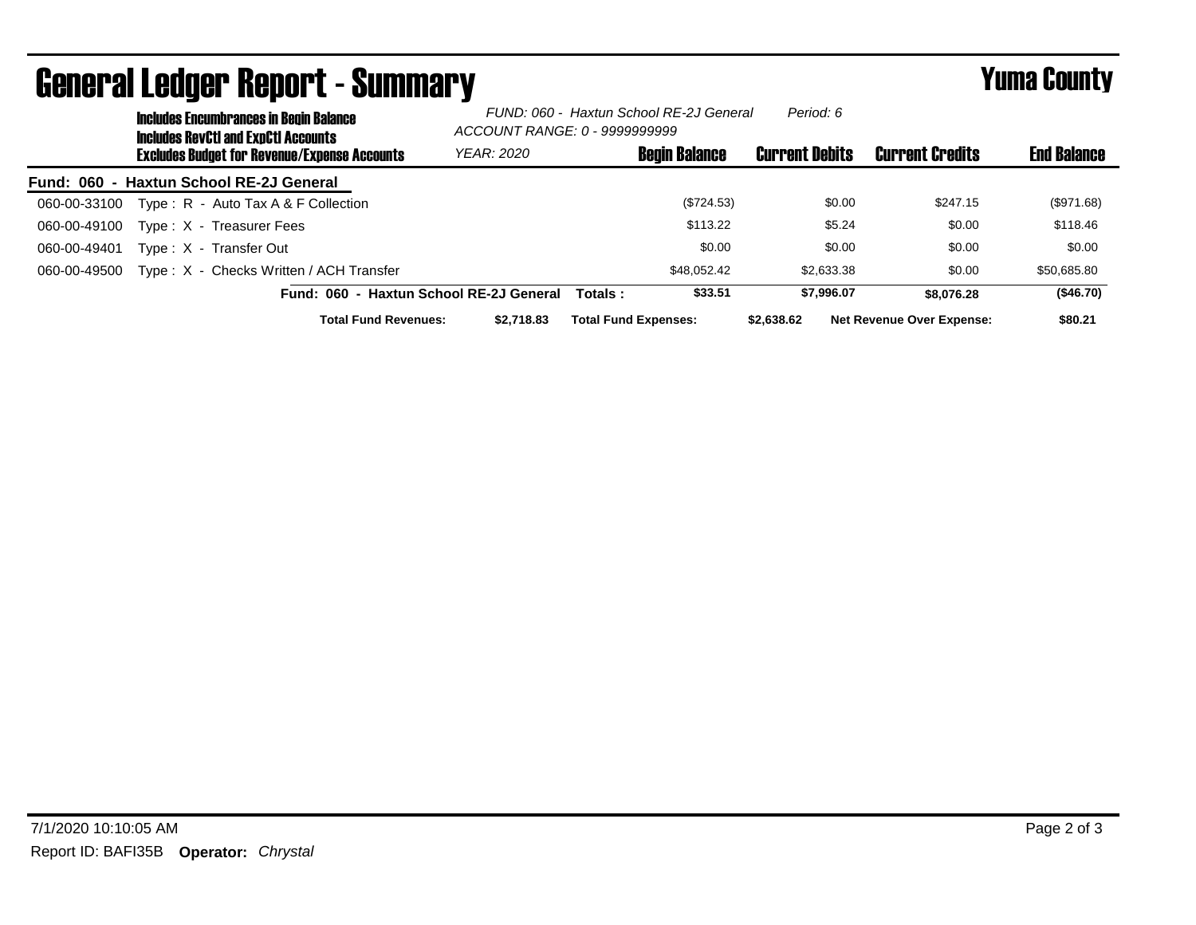# General Ledger Report - Summary

## Yuma County

**Includes Encumbrances in Begin Balance**
**Includes RevCtl and ExpCtl Accounts**
**Excludes Budget for Revenue/Expense Accounts**

*FUND: 060 - Haxtun School RE-2J General* *Period: 6*
*ACCOUNT RANGE: 0 - 9999999999*
*YEAR: 2020*

| Account | Description | Begin Balance | Current Debits | Current Credits | End Balance |
|---|---|---|---|---|---|
| **Fund: 060 - Haxtun School RE-2J General** | | | | | |
| 060-00-33100 | Type : R - Auto Tax A & F Collection | ($724.53) | $0.00 | $247.15 | ($971.68) |
| 060-00-49100 | Type : X - Treasurer Fees | $113.22 | $5.24 | $0.00 | $118.46 |
| 060-00-49401 | Type : X - Transfer Out | $0.00 | $0.00 | $0.00 | $0.00 |
| 060-00-49500 | Type : X - Checks Written / ACH Transfer | $48,052.42 | $2,633.38 | $0.00 | $50,685.80 |
| | **Fund: 060 - Haxtun School RE-2J General Totals :** | **$33.51** | **$7,996.07** | **$8,076.28** | **($46.70)** |

**Total Fund Revenues:** $2,718.83 **Total Fund Expenses:** $2,638.62 **Net Revenue Over Expense:** $80.21

7/1/2020 10:10:05 AM

Report ID: BAFI35B **Operator:** *Chrystal*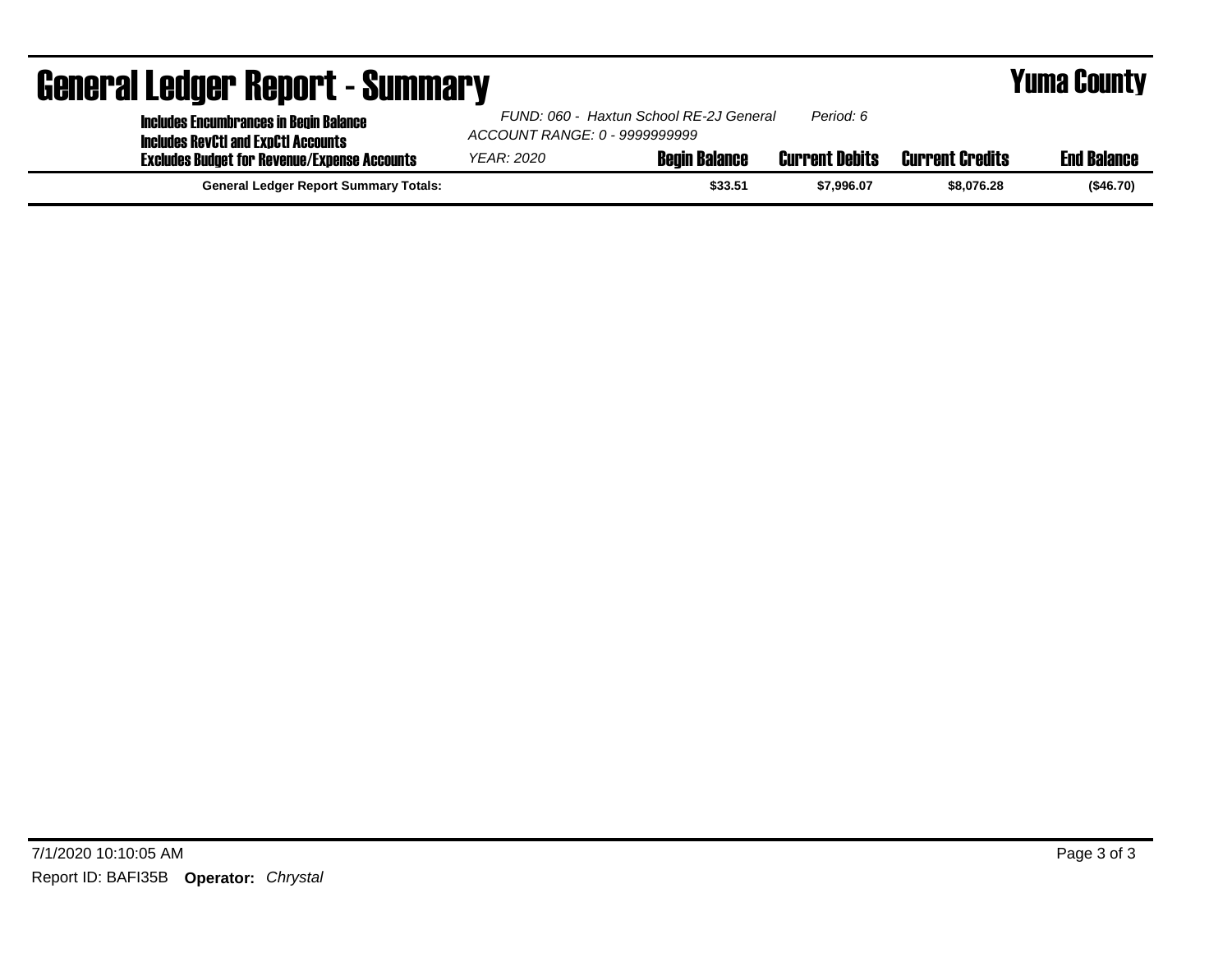# General Ledger Report - Summary

## Yuma County

Includes Encumbrances in Begin Balance
Includes RevCtl and ExpCtl Accounts
Excludes Budget for Revenue/Expense Accounts

*FUND: 060 - Haxtun School RE-2J General* *Period: 6*
*ACCOUNT RANGE: 0 - 9999999999*
*YEAR: 2020*

| | Begin Balance | Current Debits | Current Credits | End Balance |
|---|---|---|---|---|
| **General Ledger Report Summary Totals:** | **$33.51** | **$7,996.07** | **$8,076.28** | **($46.70)** |

7/1/2020 10:10:05 AM
Report ID: BAFI35B **Operator:** *Chrystal*